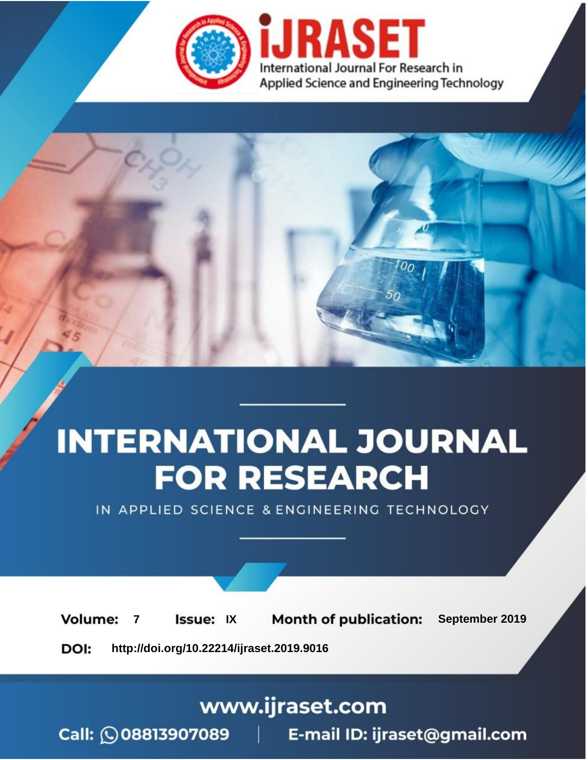# iJRASET

International Journal For Research in Applied Science and Engineering Technology

# INTERNATIONAL JOURNAL FOR RESEARCH

IN APPLIED SCIENCE & ENGINEERING TECHNOLOGY

**Volume:** 7 **Issue:** IX **Month of publication:** September 2019

**DOI:** http://doi.org/10.22214/ijraset.2019.9016

www.ijraset.com

Call: 08813907089 | E-mail ID: ijraset@gmail.com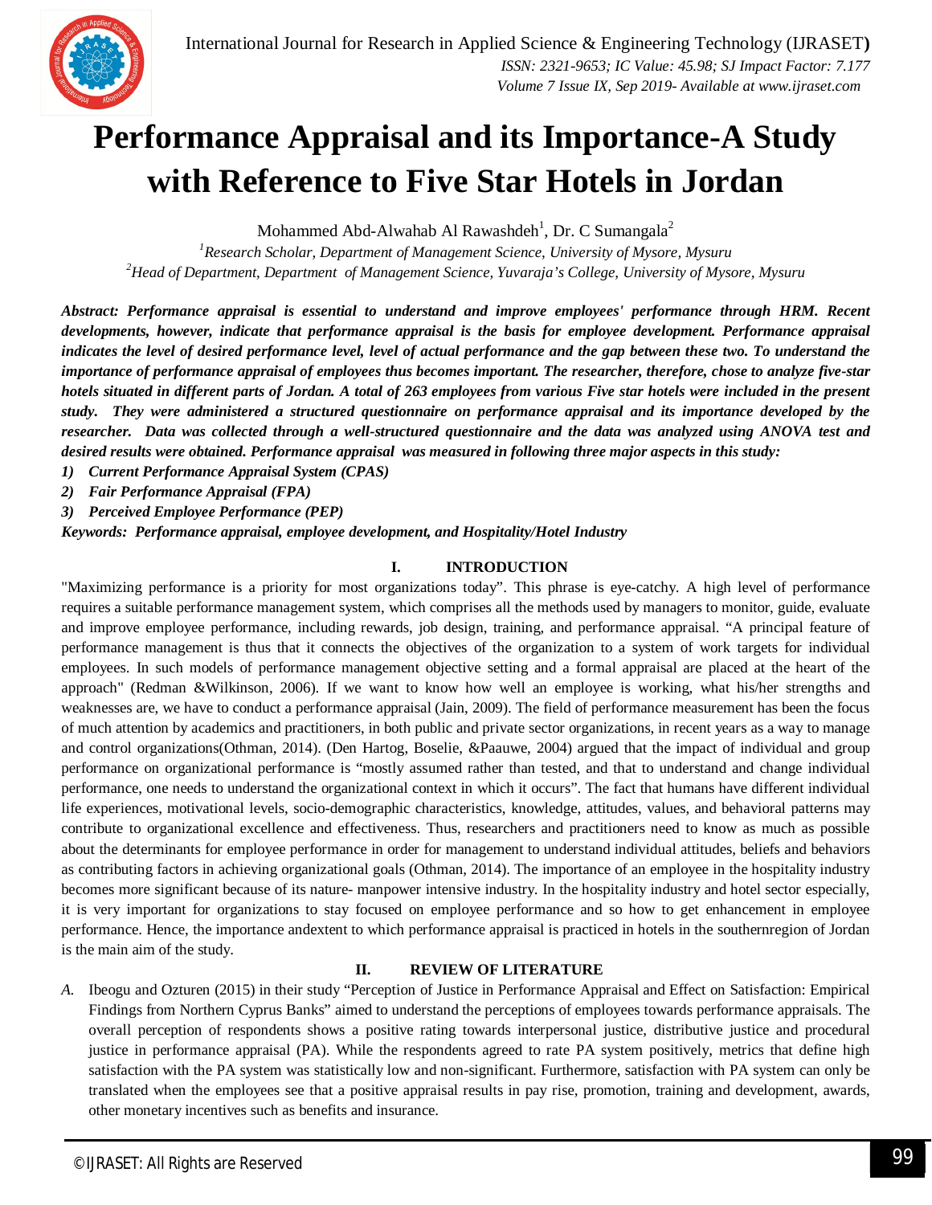# Performance Appraisal and its Importance-A Study with Reference to Five Star Hotels in Jordan

Mohammed Abd-Alwahab Al Rawashdeh[1], Dr. C Sumangala[2]

[1]*Research Scholar, Department of Management Science, University of Mysore, Mysuru*
[2]*Head of Department, Department of Management Science, Yuvaraja's College, University of Mysore, Mysuru*

***Abstract: Performance appraisal is essential to understand and improve employees' performance through HRM. Recent developments, however, indicate that performance appraisal is the basis for employee development. Performance appraisal indicates the level of desired performance level, level of actual performance and the gap between these two. To understand the importance of performance appraisal of employees thus becomes important. The researcher, therefore, chose to analyze five-star hotels situated in different parts of Jordan. A total of 263 employees from various Five star hotels were included in the present study. They were administered a structured questionnaire on performance appraisal and its importance developed by the researcher. Data was collected through a well-structured questionnaire and the data was analyzed using ANOVA test and desired results were obtained. Performance appraisal was measured in following three major aspects in this study:***

1) ***Current Performance Appraisal System (CPAS)***
2) ***Fair Performance Appraisal (FPA)***
3) ***Perceived Employee Performance (PEP)***

***Keywords: Performance appraisal, employee development, and Hospitality/Hotel Industry***

## I. INTRODUCTION

"Maximizing performance is a priority for most organizations today". This phrase is eye-catchy. A high level of performance requires a suitable performance management system, which comprises all the methods used by managers to monitor, guide, evaluate and improve employee performance, including rewards, job design, training, and performance appraisal. "A principal feature of performance management is thus that it connects the objectives of the organization to a system of work targets for individual employees. In such models of performance management objective setting and a formal appraisal are placed at the heart of the approach" (Redman &Wilkinson, 2006). If we want to know how well an employee is working, what his/her strengths and weaknesses are, we have to conduct a performance appraisal (Jain, 2009). The field of performance measurement has been the focus of much attention by academics and practitioners, in both public and private sector organizations, in recent years as a way to manage and control organizations(Othman, 2014). (Den Hartog, Boselie, &Paauwe, 2004) argued that the impact of individual and group performance on organizational performance is "mostly assumed rather than tested, and that to understand and change individual performance, one needs to understand the organizational context in which it occurs". The fact that humans have different individual life experiences, motivational levels, socio-demographic characteristics, knowledge, attitudes, values, and behavioral patterns may contribute to organizational excellence and effectiveness. Thus, researchers and practitioners need to know as much as possible about the determinants for employee performance in order for management to understand individual attitudes, beliefs and behaviors as contributing factors in achieving organizational goals (Othman, 2014). The importance of an employee in the hospitality industry becomes more significant because of its nature- manpower intensive industry. In the hospitality industry and hotel sector especially, it is very important for organizations to stay focused on employee performance and so how to get enhancement in employee performance. Hence, the importance andextent to which performance appraisal is practiced in hotels in the southernregion of Jordan is the main aim of the study.

## II. REVIEW OF LITERATURE

*A.* Ibeogu and Ozturen (2015) in their study "Perception of Justice in Performance Appraisal and Effect on Satisfaction: Empirical Findings from Northern Cyprus Banks" aimed to understand the perceptions of employees towards performance appraisals. The overall perception of respondents shows a positive rating towards interpersonal justice, distributive justice and procedural justice in performance appraisal (PA). While the respondents agreed to rate PA system positively, metrics that define high satisfaction with the PA system was statistically low and non-significant. Furthermore, satisfaction with PA system can only be translated when the employees see that a positive appraisal results in pay rise, promotion, training and development, awards, other monetary incentives such as benefits and insurance.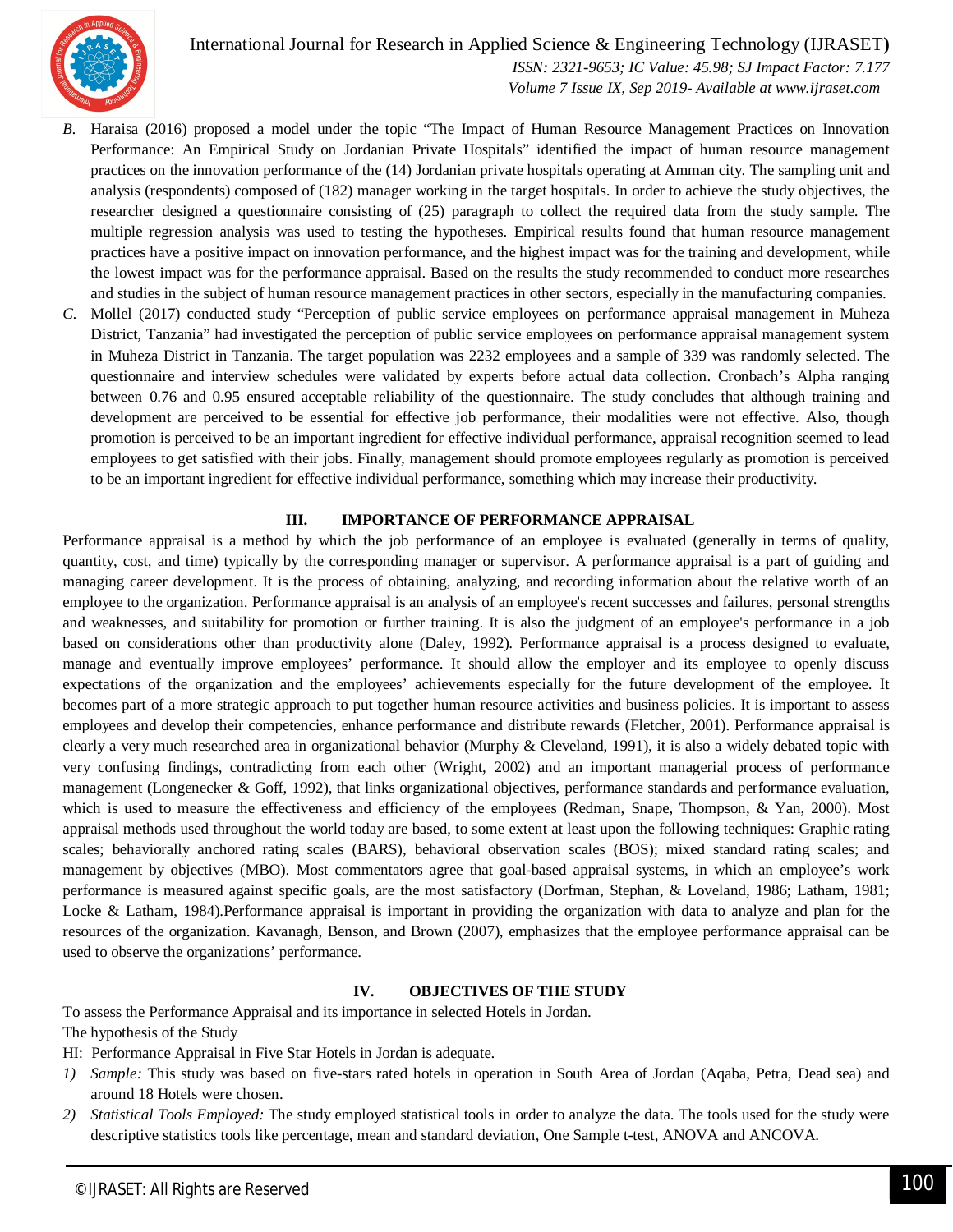*B.* Haraisa (2016) proposed a model under the topic "The Impact of Human Resource Management Practices on Innovation Performance: An Empirical Study on Jordanian Private Hospitals" identified the impact of human resource management practices on the innovation performance of the (14) Jordanian private hospitals operating at Amman city. The sampling unit and analysis (respondents) composed of (182) manager working in the target hospitals. In order to achieve the study objectives, the researcher designed a questionnaire consisting of (25) paragraph to collect the required data from the study sample. The multiple regression analysis was used to testing the hypotheses. Empirical results found that human resource management practices have a positive impact on innovation performance, and the highest impact was for the training and development, while the lowest impact was for the performance appraisal. Based on the results the study recommended to conduct more researches and studies in the subject of human resource management practices in other sectors, especially in the manufacturing companies.

*C.* Mollel (2017) conducted study "Perception of public service employees on performance appraisal management in Muheza District, Tanzania" had investigated the perception of public service employees on performance appraisal management system in Muheza District in Tanzania. The target population was 2232 employees and a sample of 339 was randomly selected. The questionnaire and interview schedules were validated by experts before actual data collection. Cronbach's Alpha ranging between 0.76 and 0.95 ensured acceptable reliability of the questionnaire. The study concludes that although training and development are perceived to be essential for effective job performance, their modalities were not effective. Also, though promotion is perceived to be an important ingredient for effective individual performance, appraisal recognition seemed to lead employees to get satisfied with their jobs. Finally, management should promote employees regularly as promotion is perceived to be an important ingredient for effective individual performance, something which may increase their productivity.

## III. IMPORTANCE OF PERFORMANCE APPRAISAL

Performance appraisal is a method by which the job performance of an employee is evaluated (generally in terms of quality, quantity, cost, and time) typically by the corresponding manager or supervisor. A performance appraisal is a part of guiding and managing career development. It is the process of obtaining, analyzing, and recording information about the relative worth of an employee to the organization. Performance appraisal is an analysis of an employee's recent successes and failures, personal strengths and weaknesses, and suitability for promotion or further training. It is also the judgment of an employee's performance in a job based on considerations other than productivity alone (Daley, 1992). Performance appraisal is a process designed to evaluate, manage and eventually improve employees' performance. It should allow the employer and its employee to openly discuss expectations of the organization and the employees' achievements especially for the future development of the employee. It becomes part of a more strategic approach to put together human resource activities and business policies. It is important to assess employees and develop their competencies, enhance performance and distribute rewards (Fletcher, 2001). Performance appraisal is clearly a very much researched area in organizational behavior (Murphy & Cleveland, 1991), it is also a widely debated topic with very confusing findings, contradicting from each other (Wright, 2002) and an important managerial process of performance management (Longenecker & Goff, 1992), that links organizational objectives, performance standards and performance evaluation, which is used to measure the effectiveness and efficiency of the employees (Redman, Snape, Thompson, & Yan, 2000). Most appraisal methods used throughout the world today are based, to some extent at least upon the following techniques: Graphic rating scales; behaviorally anchored rating scales (BARS), behavioral observation scales (BOS); mixed standard rating scales; and management by objectives (MBO). Most commentators agree that goal-based appraisal systems, in which an employee's work performance is measured against specific goals, are the most satisfactory (Dorfman, Stephan, & Loveland, 1986; Latham, 1981; Locke & Latham, 1984).Performance appraisal is important in providing the organization with data to analyze and plan for the resources of the organization. Kavanagh, Benson, and Brown (2007), emphasizes that the employee performance appraisal can be used to observe the organizations' performance.

## IV. OBJECTIVES OF THE STUDY

To assess the Performance Appraisal and its importance in selected Hotels in Jordan.

The hypothesis of the Study

HI: Performance Appraisal in Five Star Hotels in Jordan is adequate.

1) *Sample:* This study was based on five-stars rated hotels in operation in South Area of Jordan (Aqaba, Petra, Dead sea) and around 18 Hotels were chosen.
2) *Statistical Tools Employed:* The study employed statistical tools in order to analyze the data. The tools used for the study were descriptive statistics tools like percentage, mean and standard deviation, One Sample t-test, ANOVA and ANCOVA.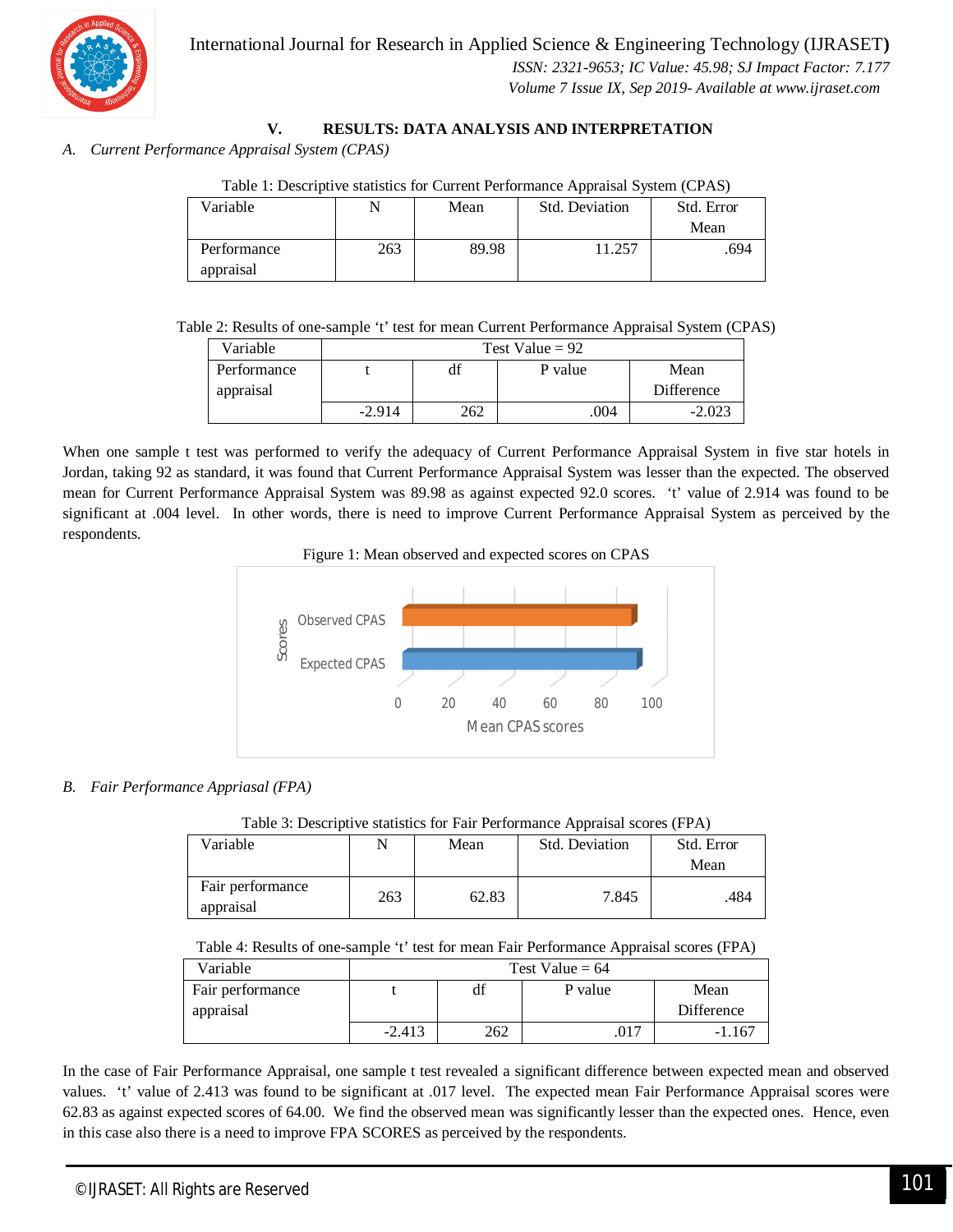## V. RESULTS: DATA ANALYSIS AND INTERPRETATION

### *A. Current Performance Appraisal System (CPAS)*

Table 1: Descriptive statistics for Current Performance Appraisal System (CPAS)

| Variable | N | Mean | Std. Deviation | Std. Error Mean |
|---|---|---|---|---|
| Performance appraisal | 263 | 89.98 | 11.257 | .694 |

Table 2: Results of one-sample 't' test for mean Current Performance Appraisal System (CPAS)

| Variable | Test Value = 92 | | | |
|---|---|---|---|---|
| Performance appraisal | t | df | P value | Mean Difference |
| | -2.914 | 262 | .004 | -2.023 |

When one sample t test was performed to verify the adequacy of Current Performance Appraisal System in five star hotels in Jordan, taking 92 as standard, it was found that Current Performance Appraisal System was lesser than the expected. The observed mean for Current Performance Appraisal System was 89.98 as against expected 92.0 scores. 't' value of 2.914 was found to be significant at .004 level. In other words, there is need to improve Current Performance Appraisal System as perceived by the respondents.

Figure 1: Mean observed and expected scores on CPAS

### *B. Fair Performance Appriasal (FPA)*

Table 3: Descriptive statistics for Fair Performance Appraisal scores (FPA)

| Variable | N | Mean | Std. Deviation | Std. Error Mean |
|---|---|---|---|---|
| Fair performance appraisal | 263 | 62.83 | 7.845 | .484 |

Table 4: Results of one-sample 't' test for mean Fair Performance Appraisal scores (FPA)

| Variable | Test Value = 64 | | | |
|---|---|---|---|---|
| Fair performance appraisal | t | df | P value | Mean Difference |
| | -2.413 | 262 | .017 | -1.167 |

In the case of Fair Performance Appraisal, one sample t test revealed a significant difference between expected mean and observed values. 't' value of 2.413 was found to be significant at .017 level. The expected mean Fair Performance Appraisal scores were 62.83 as against expected scores of 64.00. We find the observed mean was significantly lesser than the expected ones. Hence, even in this case also there is a need to improve FPA SCORES as perceived by the respondents.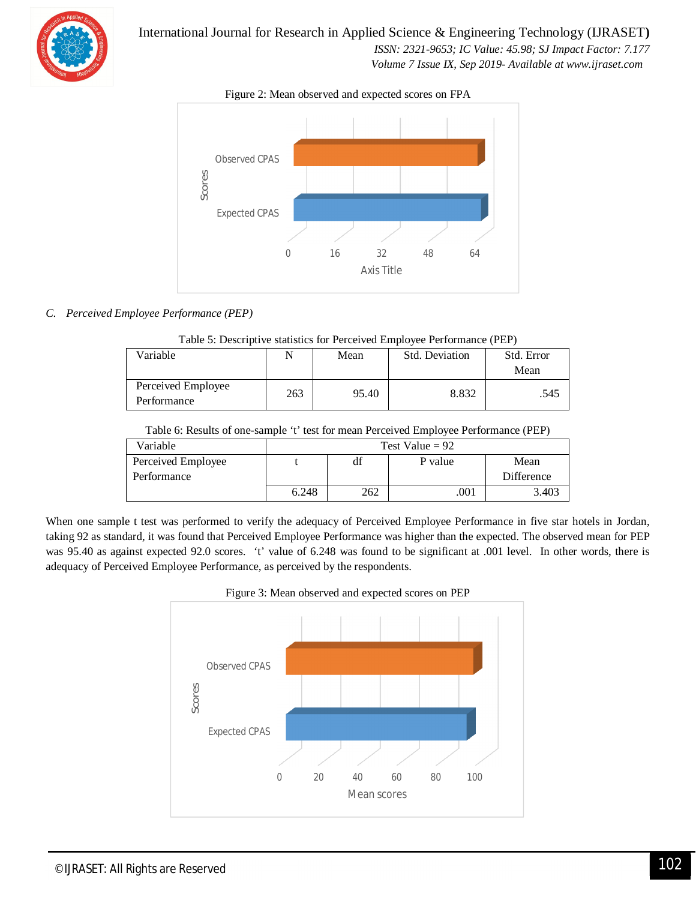Figure 2: Mean observed and expected scores on FPA

### C. *Perceived Employee Performance (PEP)*

Table 5: Descriptive statistics for Perceived Employee Performance (PEP)

| Variable | N | Mean | Std. Deviation | Std. Error Mean |
|---|---|---|---|---|
| Perceived Employee Performance | 263 | 95.40 | 8.832 | .545 |

Table 6: Results of one-sample 't' test for mean Perceived Employee Performance (PEP)

| Variable | Test Value = 92 | | | |
|---|---|---|---|---|
| Perceived Employee Performance | t | df | P value | Mean Difference |
| | 6.248 | 262 | .001 | 3.403 |

When one sample t test was performed to verify the adequacy of Perceived Employee Performance in five star hotels in Jordan, taking 92 as standard, it was found that Perceived Employee Performance was higher than the expected. The observed mean for PEP was 95.40 as against expected 92.0 scores. 't' value of 6.248 was found to be significant at .001 level. In other words, there is adequacy of Perceived Employee Performance, as perceived by the respondents.

Figure 3: Mean observed and expected scores on PEP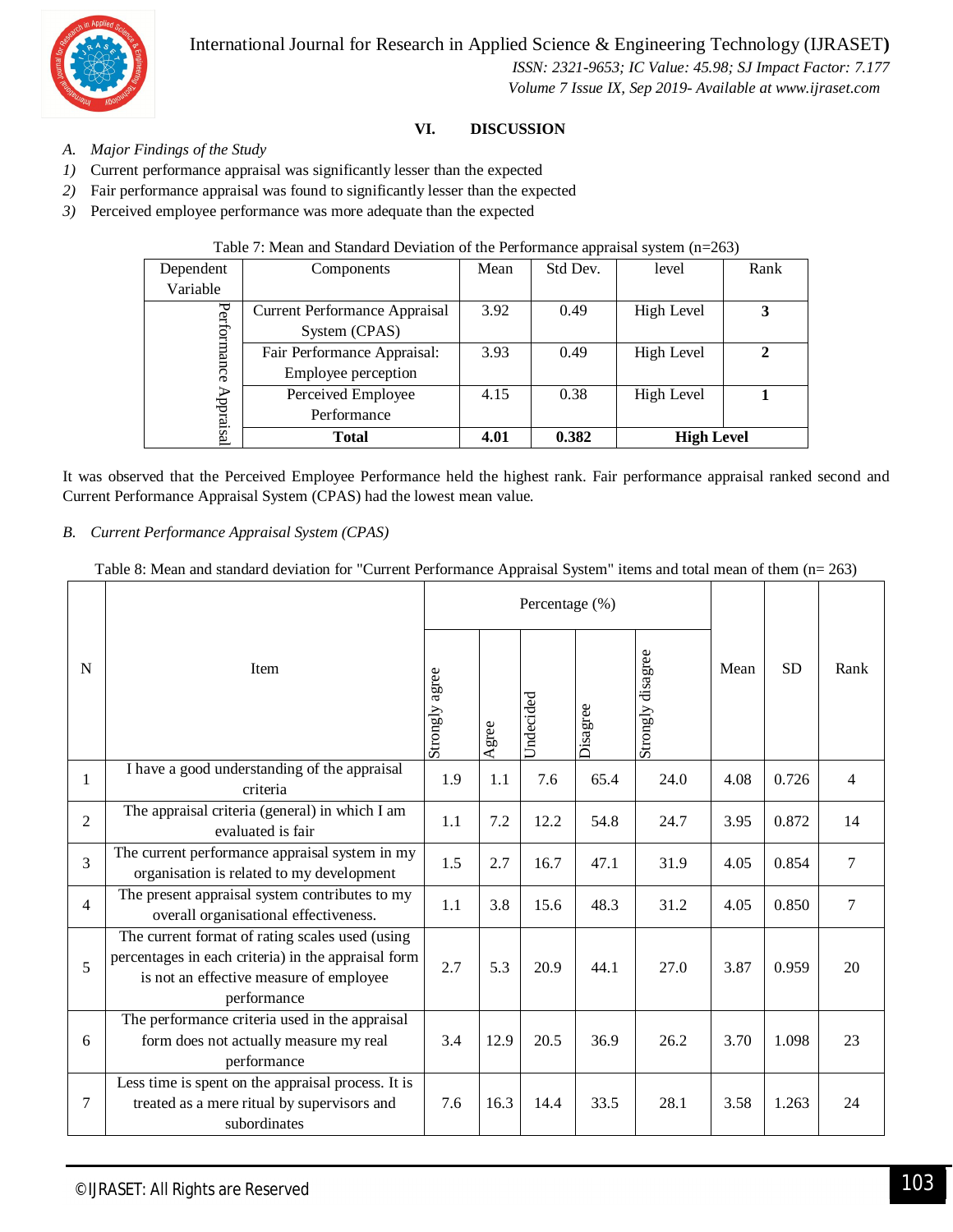## VI. DISCUSSION

*A. Major Findings of the Study*

1) Current performance appraisal was significantly lesser than the expected
2) Fair performance appraisal was found to significantly lesser than the expected
3) Perceived employee performance was more adequate than the expected

Table 7: Mean and Standard Deviation of the Performance appraisal system (n=263)

| Dependent Variable | Components | Mean | Std Dev. | level | Rank |
|---|---|---|---|---|---|
| Performance Appraisal | Current Performance Appraisal System (CPAS) | 3.92 | 0.49 | High Level | **3** |
| | Fair Performance Appraisal: Employee perception | 3.93 | 0.49 | High Level | **2** |
| | Perceived Employee Performance | 4.15 | 0.38 | High Level | **1** |
| | **Total** | **4.01** | **0.382** | **High Level** | |

It was observed that the Perceived Employee Performance held the highest rank. Fair performance appraisal ranked second and Current Performance Appraisal System (CPAS) had the lowest mean value.

*B. Current Performance Appraisal System (CPAS)*

Table 8: Mean and standard deviation for "Current Performance Appraisal System" items and total mean of them (n= 263)

| N | Item | Percentage (%) | | | | | Mean | SD | Rank |
|---|---|---|---|---|---|---|---|---|---|
| | | Strongly agree | Agree | Undecided | Disagree | Strongly disagree | | | |
| 1 | I have a good understanding of the appraisal criteria | 1.9 | 1.1 | 7.6 | 65.4 | 24.0 | 4.08 | 0.726 | 4 |
| 2 | The appraisal criteria (general) in which I am evaluated is fair | 1.1 | 7.2 | 12.2 | 54.8 | 24.7 | 3.95 | 0.872 | 14 |
| 3 | The current performance appraisal system in my organisation is related to my development | 1.5 | 2.7 | 16.7 | 47.1 | 31.9 | 4.05 | 0.854 | 7 |
| 4 | The present appraisal system contributes to my overall organisational effectiveness. | 1.1 | 3.8 | 15.6 | 48.3 | 31.2 | 4.05 | 0.850 | 7 |
| 5 | The current format of rating scales used (using percentages in each criteria) in the appraisal form is not an effective measure of employee performance | 2.7 | 5.3 | 20.9 | 44.1 | 27.0 | 3.87 | 0.959 | 20 |
| 6 | The performance criteria used in the appraisal form does not actually measure my real performance | 3.4 | 12.9 | 20.5 | 36.9 | 26.2 | 3.70 | 1.098 | 23 |
| 7 | Less time is spent on the appraisal process. It is treated as a mere ritual by supervisors and subordinates | 7.6 | 16.3 | 14.4 | 33.5 | 28.1 | 3.58 | 1.263 | 24 |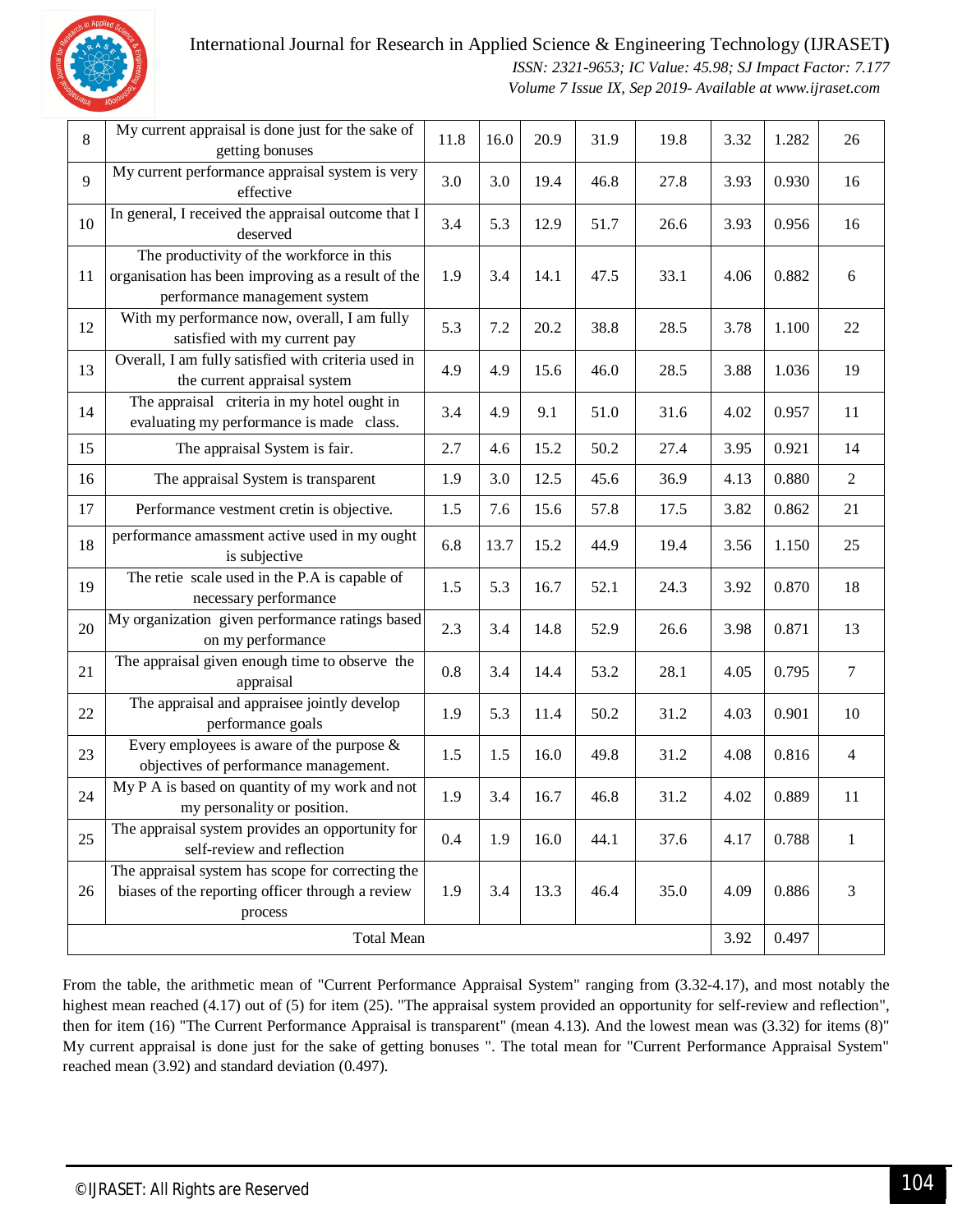| 8 | My current appraisal is done just for the sake of getting bonuses | 11.8 | 16.0 | 20.9 | 31.9 | 19.8 | 3.32 | 1.282 | 26 |
|---|---|---|---|---|---|---|---|---|---|
| 9 | My current performance appraisal system is very effective | 3.0 | 3.0 | 19.4 | 46.8 | 27.8 | 3.93 | 0.930 | 16 |
| 10 | In general, I received the appraisal outcome that I deserved | 3.4 | 5.3 | 12.9 | 51.7 | 26.6 | 3.93 | 0.956 | 16 |
| 11 | The productivity of the workforce in this organisation has been improving as a result of the performance management system | 1.9 | 3.4 | 14.1 | 47.5 | 33.1 | 4.06 | 0.882 | 6 |
| 12 | With my performance now, overall, I am fully satisfied with my current pay | 5.3 | 7.2 | 20.2 | 38.8 | 28.5 | 3.78 | 1.100 | 22 |
| 13 | Overall, I am fully satisfied with criteria used in the current appraisal system | 4.9 | 4.9 | 15.6 | 46.0 | 28.5 | 3.88 | 1.036 | 19 |
| 14 | The appraisal criteria in my hotel ought in evaluating my performance is made class. | 3.4 | 4.9 | 9.1 | 51.0 | 31.6 | 4.02 | 0.957 | 11 |
| 15 | The appraisal System is fair. | 2.7 | 4.6 | 15.2 | 50.2 | 27.4 | 3.95 | 0.921 | 14 |
| 16 | The appraisal System is transparent | 1.9 | 3.0 | 12.5 | 45.6 | 36.9 | 4.13 | 0.880 | 2 |
| 17 | Performance vestment cretin is objective. | 1.5 | 7.6 | 15.6 | 57.8 | 17.5 | 3.82 | 0.862 | 21 |
| 18 | performance amassment active used in my ought is subjective | 6.8 | 13.7 | 15.2 | 44.9 | 19.4 | 3.56 | 1.150 | 25 |
| 19 | The retie scale used in the P.A is capable of necessary performance | 1.5 | 5.3 | 16.7 | 52.1 | 24.3 | 3.92 | 0.870 | 18 |
| 20 | My organization given performance ratings based on my performance | 2.3 | 3.4 | 14.8 | 52.9 | 26.6 | 3.98 | 0.871 | 13 |
| 21 | The appraisal given enough time to observe the appraisal | 0.8 | 3.4 | 14.4 | 53.2 | 28.1 | 4.05 | 0.795 | 7 |
| 22 | The appraisal and appraisee jointly develop performance goals | 1.9 | 5.3 | 11.4 | 50.2 | 31.2 | 4.03 | 0.901 | 10 |
| 23 | Every employees is aware of the purpose & objectives of performance management. | 1.5 | 1.5 | 16.0 | 49.8 | 31.2 | 4.08 | 0.816 | 4 |
| 24 | My P A is based on quantity of my work and not my personality or position. | 1.9 | 3.4 | 16.7 | 46.8 | 31.2 | 4.02 | 0.889 | 11 |
| 25 | The appraisal system provides an opportunity for self-review and reflection | 0.4 | 1.9 | 16.0 | 44.1 | 37.6 | 4.17 | 0.788 | 1 |
| 26 | The appraisal system has scope for correcting the biases of the reporting officer through a review process | 1.9 | 3.4 | 13.3 | 46.4 | 35.0 | 4.09 | 0.886 | 3 |
| Total Mean | | | | | | | 3.92 | 0.497 | |

From the table, the arithmetic mean of "Current Performance Appraisal System" ranging from (3.32-4.17), and most notably the highest mean reached (4.17) out of (5) for item (25). "The appraisal system provided an opportunity for self-review and reflection", then for item (16) "The Current Performance Appraisal is transparent" (mean 4.13). And the lowest mean was (3.32) for items (8)" My current appraisal is done just for the sake of getting bonuses ". The total mean for "Current Performance Appraisal System" reached mean (3.92) and standard deviation (0.497).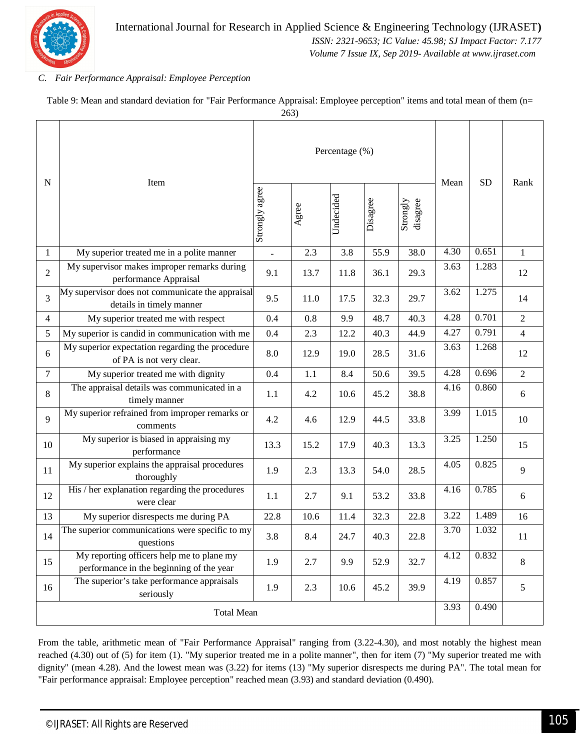### C. *Fair Performance Appraisal: Employee Perception*

Table 9: Mean and standard deviation for "Fair Performance Appraisal: Employee perception" items and total mean of them (n= 263)

| N | Item | Percentage (%) | | | | | Mean | SD | Rank |
|---|---|---|---|---|---|---|---|---|---|
| | | Strongly agree | Agree | Undecided | Disagree | Strongly disagree | | | |
| 1 | My superior treated me in a polite manner | - | 2.3 | 3.8 | 55.9 | 38.0 | 4.30 | 0.651 | 1 |
| 2 | My supervisor makes improper remarks during performance Appraisal | 9.1 | 13.7 | 11.8 | 36.1 | 29.3 | 3.63 | 1.283 | 12 |
| 3 | My supervisor does not communicate the appraisal details in timely manner | 9.5 | 11.0 | 17.5 | 32.3 | 29.7 | 3.62 | 1.275 | 14 |
| 4 | My superior treated me with respect | 0.4 | 0.8 | 9.9 | 48.7 | 40.3 | 4.28 | 0.701 | 2 |
| 5 | My superior is candid in communication with me | 0.4 | 2.3 | 12.2 | 40.3 | 44.9 | 4.27 | 0.791 | 4 |
| 6 | My superior expectation regarding the procedure of PA is not very clear. | 8.0 | 12.9 | 19.0 | 28.5 | 31.6 | 3.63 | 1.268 | 12 |
| 7 | My superior treated me with dignity | 0.4 | 1.1 | 8.4 | 50.6 | 39.5 | 4.28 | 0.696 | 2 |
| 8 | The appraisal details was communicated in a timely manner | 1.1 | 4.2 | 10.6 | 45.2 | 38.8 | 4.16 | 0.860 | 6 |
| 9 | My superior refrained from improper remarks or comments | 4.2 | 4.6 | 12.9 | 44.5 | 33.8 | 3.99 | 1.015 | 10 |
| 10 | My superior is biased in appraising my performance | 13.3 | 15.2 | 17.9 | 40.3 | 13.3 | 3.25 | 1.250 | 15 |
| 11 | My superior explains the appraisal procedures thoroughly | 1.9 | 2.3 | 13.3 | 54.0 | 28.5 | 4.05 | 0.825 | 9 |
| 12 | His / her explanation regarding the procedures were clear | 1.1 | 2.7 | 9.1 | 53.2 | 33.8 | 4.16 | 0.785 | 6 |
| 13 | My superior disrespects me during PA | 22.8 | 10.6 | 11.4 | 32.3 | 22.8 | 3.22 | 1.489 | 16 |
| 14 | The superior communications were specific to my questions | 3.8 | 8.4 | 24.7 | 40.3 | 22.8 | 3.70 | 1.032 | 11 |
| 15 | My reporting officers help me to plane my performance in the beginning of the year | 1.9 | 2.7 | 9.9 | 52.9 | 32.7 | 4.12 | 0.832 | 8 |
| 16 | The superior's take performance appraisals seriously | 1.9 | 2.3 | 10.6 | 45.2 | 39.9 | 4.19 | 0.857 | 5 |
| Total Mean | | | | | | | 3.93 | 0.490 | |

From the table, arithmetic mean of "Fair Performance Appraisal" ranging from (3.22-4.30), and most notably the highest mean reached (4.30) out of (5) for item (1). "My superior treated me in a polite manner", then for item (7) "My superior treated me with dignity" (mean 4.28). And the lowest mean was (3.22) for items (13) "My superior disrespects me during PA". The total mean for "Fair performance appraisal: Employee perception" reached mean (3.93) and standard deviation (0.490).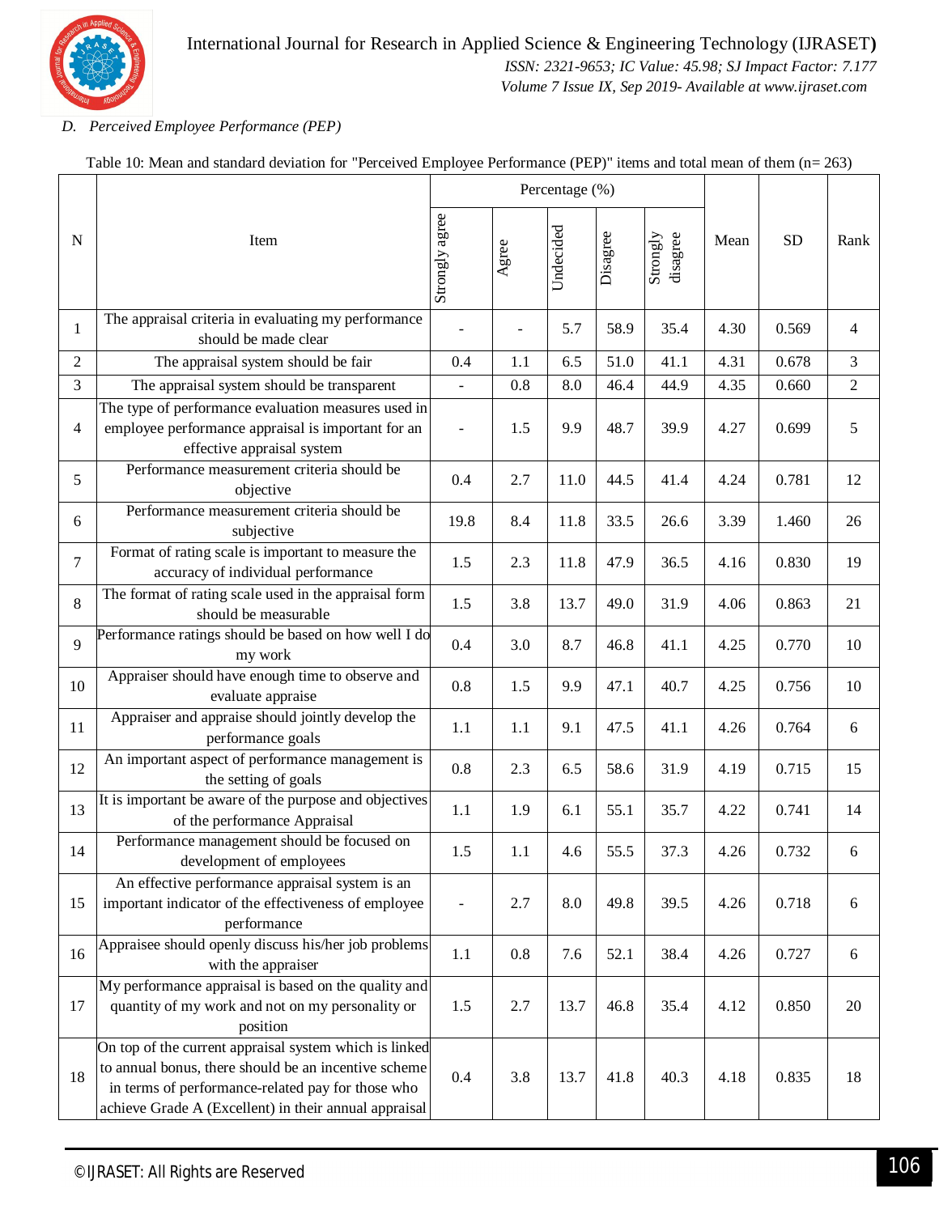*D. Perceived Employee Performance (PEP)*

Table 10: Mean and standard deviation for "Perceived Employee Performance (PEP)" items and total mean of them (n= 263)

| N | Item | Percentage (%) | | | | | Mean | SD | Rank |
|---|---|---|---|---|---|---|---|---|---|
| | | Strongly agree | Agree | Undecided | Disagree | Strongly disagree | | | |
| 1 | The appraisal criteria in evaluating my performance should be made clear | - | - | 5.7 | 58.9 | 35.4 | 4.30 | 0.569 | 4 |
| 2 | The appraisal system should be fair | 0.4 | 1.1 | 6.5 | 51.0 | 41.1 | 4.31 | 0.678 | 3 |
| 3 | The appraisal system should be transparent | - | 0.8 | 8.0 | 46.4 | 44.9 | 4.35 | 0.660 | 2 |
| 4 | The type of performance evaluation measures used in employee performance appraisal is important for an effective appraisal system | - | 1.5 | 9.9 | 48.7 | 39.9 | 4.27 | 0.699 | 5 |
| 5 | Performance measurement criteria should be objective | 0.4 | 2.7 | 11.0 | 44.5 | 41.4 | 4.24 | 0.781 | 12 |
| 6 | Performance measurement criteria should be subjective | 19.8 | 8.4 | 11.8 | 33.5 | 26.6 | 3.39 | 1.460 | 26 |
| 7 | Format of rating scale is important to measure the accuracy of individual performance | 1.5 | 2.3 | 11.8 | 47.9 | 36.5 | 4.16 | 0.830 | 19 |
| 8 | The format of rating scale used in the appraisal form should be measurable | 1.5 | 3.8 | 13.7 | 49.0 | 31.9 | 4.06 | 0.863 | 21 |
| 9 | Performance ratings should be based on how well I do my work | 0.4 | 3.0 | 8.7 | 46.8 | 41.1 | 4.25 | 0.770 | 10 |
| 10 | Appraiser should have enough time to observe and evaluate appraise | 0.8 | 1.5 | 9.9 | 47.1 | 40.7 | 4.25 | 0.756 | 10 |
| 11 | Appraiser and appraise should jointly develop the performance goals | 1.1 | 1.1 | 9.1 | 47.5 | 41.1 | 4.26 | 0.764 | 6 |
| 12 | An important aspect of performance management is the setting of goals | 0.8 | 2.3 | 6.5 | 58.6 | 31.9 | 4.19 | 0.715 | 15 |
| 13 | It is important be aware of the purpose and objectives of the performance Appraisal | 1.1 | 1.9 | 6.1 | 55.1 | 35.7 | 4.22 | 0.741 | 14 |
| 14 | Performance management should be focused on development of employees | 1.5 | 1.1 | 4.6 | 55.5 | 37.3 | 4.26 | 0.732 | 6 |
| 15 | An effective performance appraisal system is an important indicator of the effectiveness of employee performance | - | 2.7 | 8.0 | 49.8 | 39.5 | 4.26 | 0.718 | 6 |
| 16 | Appraisee should openly discuss his/her job problems with the appraiser | 1.1 | 0.8 | 7.6 | 52.1 | 38.4 | 4.26 | 0.727 | 6 |
| 17 | My performance appraisal is based on the quality and quantity of my work and not on my personality or position | 1.5 | 2.7 | 13.7 | 46.8 | 35.4 | 4.12 | 0.850 | 20 |
| 18 | On top of the current appraisal system which is linked to annual bonus, there should be an incentive scheme in terms of performance-related pay for those who achieve Grade A (Excellent) in their annual appraisal | 0.4 | 3.8 | 13.7 | 41.8 | 40.3 | 4.18 | 0.835 | 18 |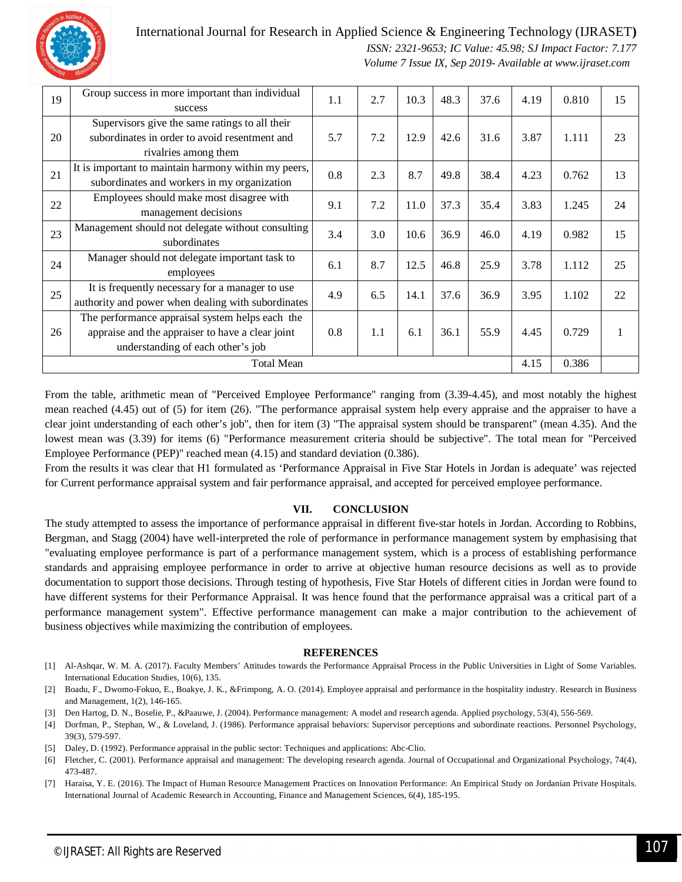| 19 | Group success in more important than individual success | 1.1 | 2.7 | 10.3 | 48.3 | 37.6 | 4.19 | 0.810 | 15 |
|---|---|---|---|---|---|---|---|---|---|
| 20 | Supervisors give the same ratings to all their subordinates in order to avoid resentment and rivalries among them | 5.7 | 7.2 | 12.9 | 42.6 | 31.6 | 3.87 | 1.111 | 23 |
| 21 | It is important to maintain harmony within my peers, subordinates and workers in my organization | 0.8 | 2.3 | 8.7 | 49.8 | 38.4 | 4.23 | 0.762 | 13 |
| 22 | Employees should make most disagree with management decisions | 9.1 | 7.2 | 11.0 | 37.3 | 35.4 | 3.83 | 1.245 | 24 |
| 23 | Management should not delegate without consulting subordinates | 3.4 | 3.0 | 10.6 | 36.9 | 46.0 | 4.19 | 0.982 | 15 |
| 24 | Manager should not delegate important task to employees | 6.1 | 8.7 | 12.5 | 46.8 | 25.9 | 3.78 | 1.112 | 25 |
| 25 | It is frequently necessary for a manager to use authority and power when dealing with subordinates | 4.9 | 6.5 | 14.1 | 37.6 | 36.9 | 3.95 | 1.102 | 22 |
| 26 | The performance appraisal system helps each the appraise and the appraiser to have a clear joint understanding of each other's job | 0.8 | 1.1 | 6.1 | 36.1 | 55.9 | 4.45 | 0.729 | 1 |
| Total Mean | | | | | | | 4.15 | 0.386 | |

From the table, arithmetic mean of "Perceived Employee Performance" ranging from (3.39-4.45), and most notably the highest mean reached (4.45) out of (5) for item (26). "The performance appraisal system help every appraise and the appraiser to have a clear joint understanding of each other's job", then for item (3) "The appraisal system should be transparent" (mean 4.35). And the lowest mean was (3.39) for items (6) "Performance measurement criteria should be subjective". The total mean for "Perceived Employee Performance (PEP)" reached mean (4.15) and standard deviation (0.386).

From the results it was clear that H1 formulated as 'Performance Appraisal in Five Star Hotels in Jordan is adequate' was rejected for Current performance appraisal system and fair performance appraisal, and accepted for perceived employee performance.

## VII. CONCLUSION

The study attempted to assess the importance of performance appraisal in different five-star hotels in Jordan. According to Robbins, Bergman, and Stagg (2004) have well-interpreted the role of performance in performance management system by emphasising that "evaluating employee performance is part of a performance management system, which is a process of establishing performance standards and appraising employee performance in order to arrive at objective human resource decisions as well as to provide documentation to support those decisions. Through testing of hypothesis, Five Star Hotels of different cities in Jordan were found to have different systems for their Performance Appraisal. It was hence found that the performance appraisal was a critical part of a performance management system". Effective performance management can make a major contribution to the achievement of business objectives while maximizing the contribution of employees.

## REFERENCES

[1] Al-Ashqar, W. M. A. (2017). Faculty Members' Attitudes towards the Performance Appraisal Process in the Public Universities in Light of Some Variables. International Education Studies, 10(6), 135.

[2] Boadu, F., Dwomo-Fokuo, E., Boakye, J. K., &Frimpong, A. O. (2014). Employee appraisal and performance in the hospitality industry. Research in Business and Management, 1(2), 146-165.

[3] Den Hartog, D. N., Boselie, P., &Paauwe, J. (2004). Performance management: A model and research agenda. Applied psychology, 53(4), 556-569.

[4] Dorfman, P., Stephan, W., & Loveland, J. (1986). Performance appraisal behaviors: Supervisor perceptions and subordinate reactions. Personnel Psychology, 39(3), 579-597.

[5] Daley, D. (1992). Performance appraisal in the public sector: Techniques and applications: Abc-Clio.

[6] Fletcher, C. (2001). Performance appraisal and management: The developing research agenda. Journal of Occupational and Organizational Psychology, 74(4), 473-487.

[7] Haraisa, Y. E. (2016). The Impact of Human Resource Management Practices on Innovation Performance: An Empirical Study on Jordanian Private Hospitals. International Journal of Academic Research in Accounting, Finance and Management Sciences, 6(4), 185-195.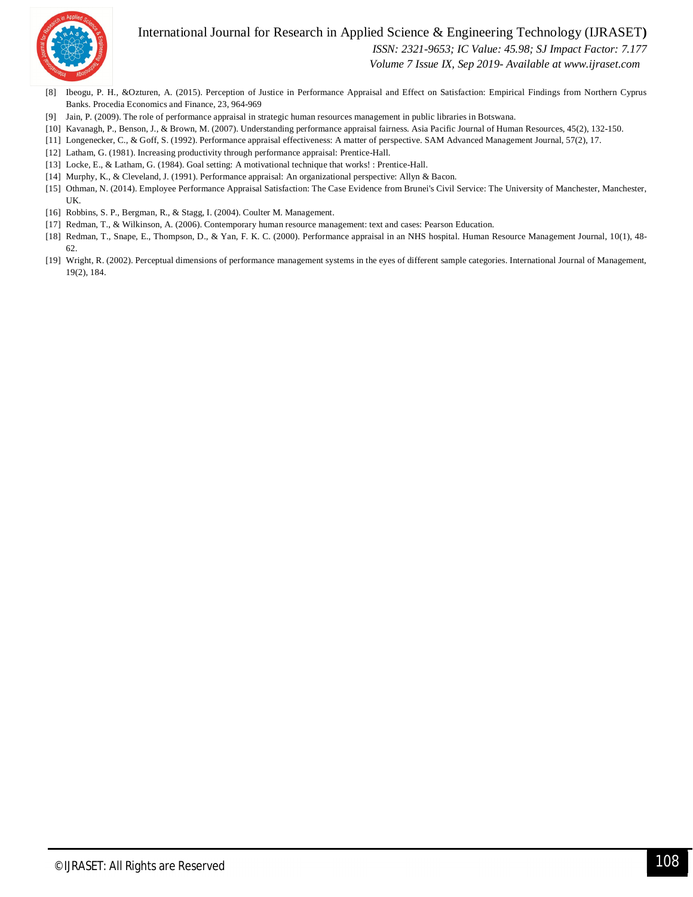[8] Ibeogu, P. H., &Ozturen, A. (2015). Perception of Justice in Performance Appraisal and Effect on Satisfaction: Empirical Findings from Northern Cyprus Banks. Procedia Economics and Finance, 23, 964-969

[9] Jain, P. (2009). The role of performance appraisal in strategic human resources management in public libraries in Botswana.

[10] Kavanagh, P., Benson, J., & Brown, M. (2007). Understanding performance appraisal fairness. Asia Pacific Journal of Human Resources, 45(2), 132-150.

[11] Longenecker, C., & Goff, S. (1992). Performance appraisal effectiveness: A matter of perspective. SAM Advanced Management Journal, 57(2), 17.

[12] Latham, G. (1981). Increasing productivity through performance appraisal: Prentice-Hall.

[13] Locke, E., & Latham, G. (1984). Goal setting: A motivational technique that works! : Prentice-Hall.

[14] Murphy, K., & Cleveland, J. (1991). Performance appraisal: An organizational perspective: Allyn & Bacon.

[15] Othman, N. (2014). Employee Performance Appraisal Satisfaction: The Case Evidence from Brunei's Civil Service: The University of Manchester, Manchester, UK.

[16] Robbins, S. P., Bergman, R., & Stagg, I. (2004). Coulter M. Management.

[17] Redman, T., & Wilkinson, A. (2006). Contemporary human resource management: text and cases: Pearson Education.

[18] Redman, T., Snape, E., Thompson, D., & Yan, F. K. C. (2000). Performance appraisal in an NHS hospital. Human Resource Management Journal, 10(1), 48-62.

[19] Wright, R. (2002). Perceptual dimensions of performance management systems in the eyes of different sample categories. International Journal of Management, 19(2), 184.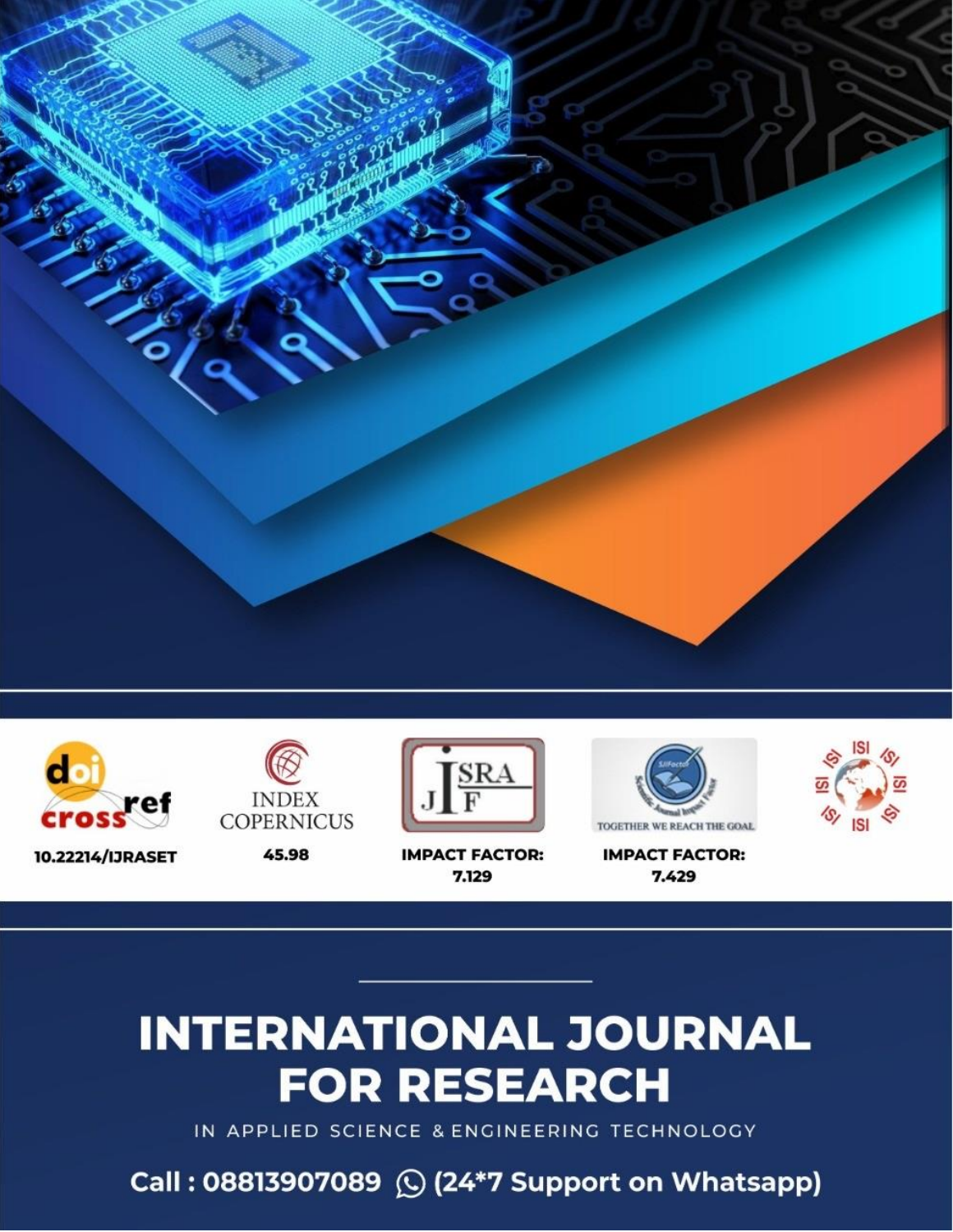10.22214/IJRASET

INDEX COPERNICUS

45.98

IMPACT FACTOR:
7.129

IMPACT FACTOR:
7.429

# INTERNATIONAL JOURNAL FOR RESEARCH

IN APPLIED SCIENCE & ENGINEERING TECHNOLOGY

Call : 08813907089 (24*7 Support on Whatsapp)